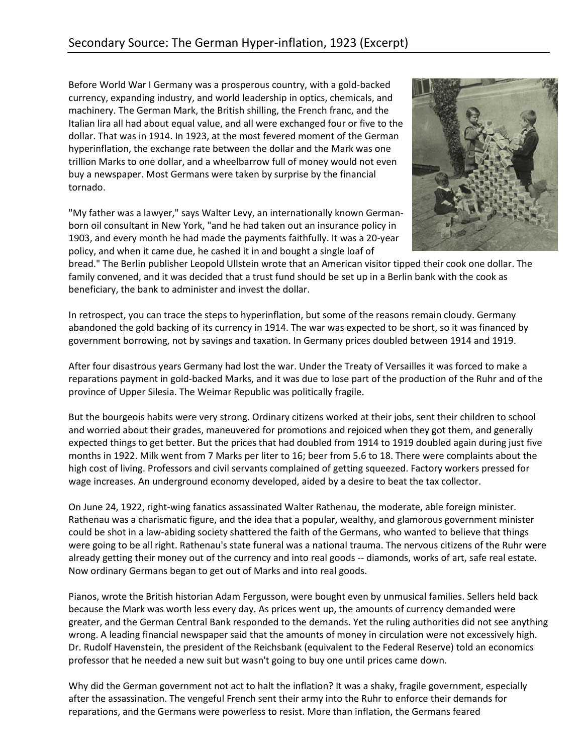# Secondary Source: The German Hyper-inflation, 1923 (Excerpt)

Before World War I Germany was a prosperous country, with a gold-backed currency, expanding industry, and world leadership in optics, chemicals, and machinery. The German Mark, the British shilling, the French franc, and the Italian lira all had about equal value, and all were exchanged four or five to the dollar. That was in 1914. In 1923, at the most fevered moment of the German hyperinflation, the exchange rate between the dollar and the Mark was one trillion Marks to one dollar, and a wheelbarrow full of money would not even buy a newspaper. Most Germans were taken by surprise by the financial tornado.

"My father was a lawyer," says Walter Levy, an internationally known German-born oil consultant in New York, "and he had taken out an insurance policy in 1903, and every month he had made the payments faithfully. It was a 20-year policy, and when it came due, he cashed it in and bought a single loaf of bread." The Berlin publisher Leopold Ullstein wrote that an American visitor tipped their cook one dollar. The family convened, and it was decided that a trust fund should be set up in a Berlin bank with the cook as beneficiary, the bank to administer and invest the dollar.

In retrospect, you can trace the steps to hyperinflation, but some of the reasons remain cloudy. Germany abandoned the gold backing of its currency in 1914. The war was expected to be short, so it was financed by government borrowing, not by savings and taxation. In Germany prices doubled between 1914 and 1919.

After four disastrous years Germany had lost the war. Under the Treaty of Versailles it was forced to make a reparations payment in gold-backed Marks, and it was due to lose part of the production of the Ruhr and of the province of Upper Silesia. The Weimar Republic was politically fragile.

But the bourgeois habits were very strong. Ordinary citizens worked at their jobs, sent their children to school and worried about their grades, maneuvered for promotions and rejoiced when they got them, and generally expected things to get better. But the prices that had doubled from 1914 to 1919 doubled again during just five months in 1922. Milk went from 7 Marks per liter to 16; beer from 5.6 to 18. There were complaints about the high cost of living. Professors and civil servants complained of getting squeezed. Factory workers pressed for wage increases. An underground economy developed, aided by a desire to beat the tax collector.

On June 24, 1922, right-wing fanatics assassinated Walter Rathenau, the moderate, able foreign minister. Rathenau was a charismatic figure, and the idea that a popular, wealthy, and glamorous government minister could be shot in a law-abiding society shattered the faith of the Germans, who wanted to believe that things were going to be all right. Rathenau's state funeral was a national trauma. The nervous citizens of the Ruhr were already getting their money out of the currency and into real goods -- diamonds, works of art, safe real estate. Now ordinary Germans began to get out of Marks and into real goods.

Pianos, wrote the British historian Adam Fergusson, were bought even by unmusical families. Sellers held back because the Mark was worth less every day. As prices went up, the amounts of currency demanded were greater, and the German Central Bank responded to the demands. Yet the ruling authorities did not see anything wrong. A leading financial newspaper said that the amounts of money in circulation were not excessively high. Dr. Rudolf Havenstein, the president of the Reichsbank (equivalent to the Federal Reserve) told an economics professor that he needed a new suit but wasn't going to buy one until prices came down.

Why did the German government not act to halt the inflation? It was a shaky, fragile government, especially after the assassination. The vengeful French sent their army into the Ruhr to enforce their demands for reparations, and the Germans were powerless to resist. More than inflation, the Germans feared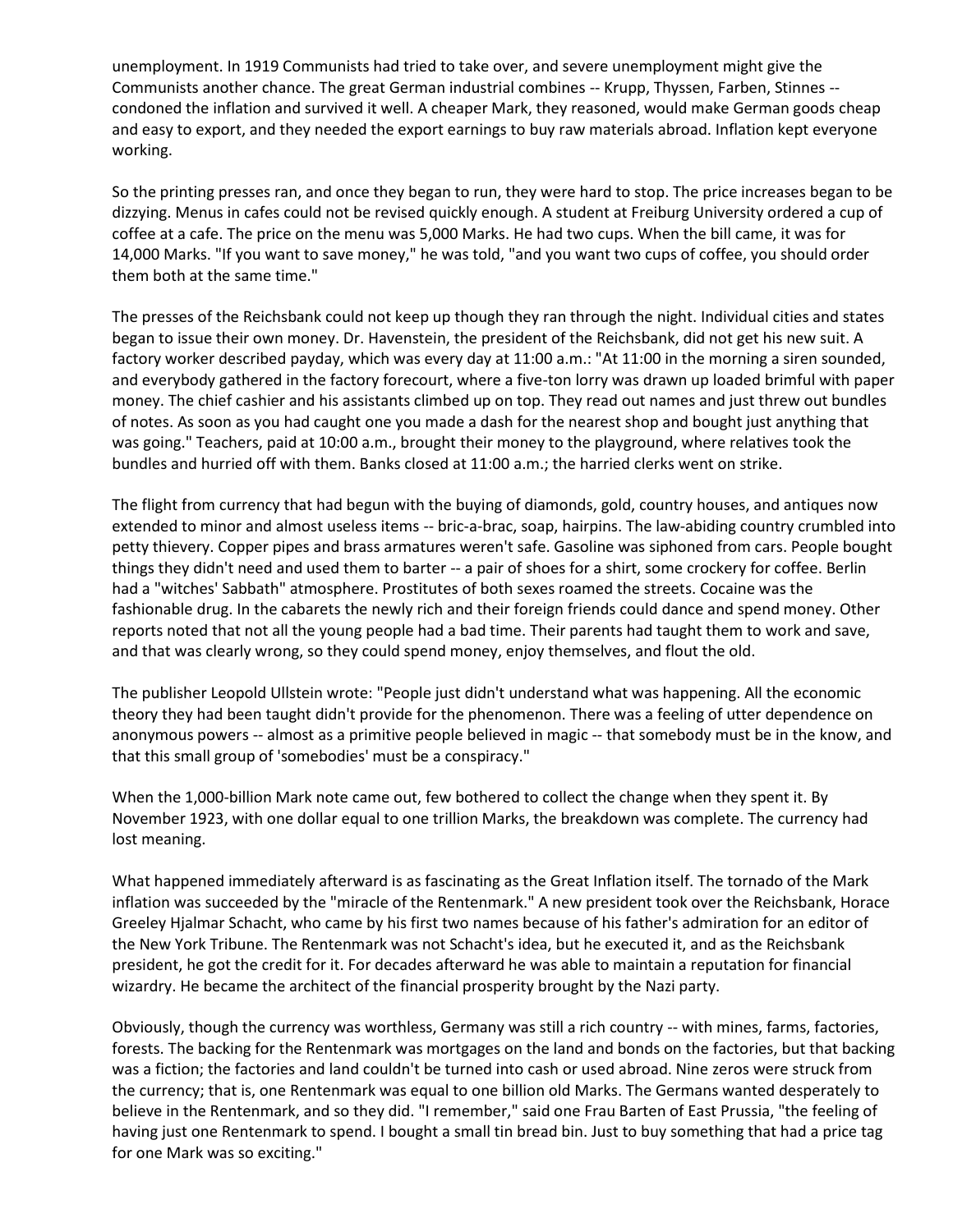unemployment. In 1919 Communists had tried to take over, and severe unemployment might give the Communists another chance. The great German industrial combines -- Krupp, Thyssen, Farben, Stinnes -- condoned the inflation and survived it well. A cheaper Mark, they reasoned, would make German goods cheap and easy to export, and they needed the export earnings to buy raw materials abroad. Inflation kept everyone working.

So the printing presses ran, and once they began to run, they were hard to stop. The price increases began to be dizzying. Menus in cafes could not be revised quickly enough. A student at Freiburg University ordered a cup of coffee at a cafe. The price on the menu was 5,000 Marks. He had two cups. When the bill came, it was for 14,000 Marks. "If you want to save money," he was told, "and you want two cups of coffee, you should order them both at the same time."

The presses of the Reichsbank could not keep up though they ran through the night. Individual cities and states began to issue their own money. Dr. Havenstein, the president of the Reichsbank, did not get his new suit. A factory worker described payday, which was every day at 11:00 a.m.: "At 11:00 in the morning a siren sounded, and everybody gathered in the factory forecourt, where a five-ton lorry was drawn up loaded brimful with paper money. The chief cashier and his assistants climbed up on top. They read out names and just threw out bundles of notes. As soon as you had caught one you made a dash for the nearest shop and bought just anything that was going." Teachers, paid at 10:00 a.m., brought their money to the playground, where relatives took the bundles and hurried off with them. Banks closed at 11:00 a.m.; the harried clerks went on strike.

The flight from currency that had begun with the buying of diamonds, gold, country houses, and antiques now extended to minor and almost useless items -- bric-a-brac, soap, hairpins. The law-abiding country crumbled into petty thievery. Copper pipes and brass armatures weren't safe. Gasoline was siphoned from cars. People bought things they didn't need and used them to barter -- a pair of shoes for a shirt, some crockery for coffee. Berlin had a "witches' Sabbath" atmosphere. Prostitutes of both sexes roamed the streets. Cocaine was the fashionable drug. In the cabarets the newly rich and their foreign friends could dance and spend money. Other reports noted that not all the young people had a bad time. Their parents had taught them to work and save, and that was clearly wrong, so they could spend money, enjoy themselves, and flout the old.

The publisher Leopold Ullstein wrote: "People just didn't understand what was happening. All the economic theory they had been taught didn't provide for the phenomenon. There was a feeling of utter dependence on anonymous powers -- almost as a primitive people believed in magic -- that somebody must be in the know, and that this small group of 'somebodies' must be a conspiracy."

When the 1,000-billion Mark note came out, few bothered to collect the change when they spent it. By November 1923, with one dollar equal to one trillion Marks, the breakdown was complete. The currency had lost meaning.

What happened immediately afterward is as fascinating as the Great Inflation itself. The tornado of the Mark inflation was succeeded by the "miracle of the Rentenmark." A new president took over the Reichsbank, Horace Greeley Hjalmar Schacht, who came by his first two names because of his father's admiration for an editor of the New York Tribune. The Rentenmark was not Schacht's idea, but he executed it, and as the Reichsbank president, he got the credit for it. For decades afterward he was able to maintain a reputation for financial wizardry. He became the architect of the financial prosperity brought by the Nazi party.

Obviously, though the currency was worthless, Germany was still a rich country -- with mines, farms, factories, forests. The backing for the Rentenmark was mortgages on the land and bonds on the factories, but that backing was a fiction; the factories and land couldn't be turned into cash or used abroad. Nine zeros were struck from the currency; that is, one Rentenmark was equal to one billion old Marks. The Germans wanted desperately to believe in the Rentenmark, and so they did. "I remember," said one Frau Barten of East Prussia, "the feeling of having just one Rentenmark to spend. I bought a small tin bread bin. Just to buy something that had a price tag for one Mark was so exciting."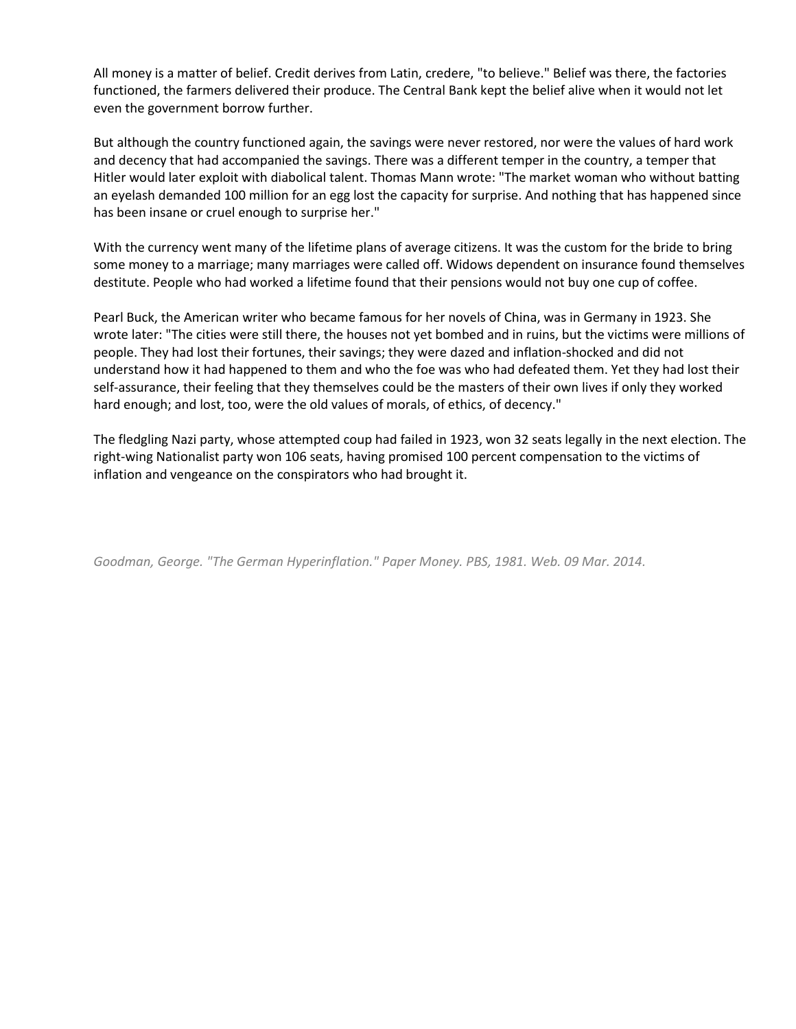All money is a matter of belief. Credit derives from Latin, credere, "to believe." Belief was there, the factories functioned, the farmers delivered their produce. The Central Bank kept the belief alive when it would not let even the government borrow further.

But although the country functioned again, the savings were never restored, nor were the values of hard work and decency that had accompanied the savings. There was a different temper in the country, a temper that Hitler would later exploit with diabolical talent. Thomas Mann wrote: "The market woman who without batting an eyelash demanded 100 million for an egg lost the capacity for surprise. And nothing that has happened since has been insane or cruel enough to surprise her."

With the currency went many of the lifetime plans of average citizens. It was the custom for the bride to bring some money to a marriage; many marriages were called off. Widows dependent on insurance found themselves destitute. People who had worked a lifetime found that their pensions would not buy one cup of coffee.

Pearl Buck, the American writer who became famous for her novels of China, was in Germany in 1923. She wrote later: "The cities were still there, the houses not yet bombed and in ruins, but the victims were millions of people. They had lost their fortunes, their savings; they were dazed and inflation-shocked and did not understand how it had happened to them and who the foe was who had defeated them. Yet they had lost their self-assurance, their feeling that they themselves could be the masters of their own lives if only they worked hard enough; and lost, too, were the old values of morals, of ethics, of decency."

The fledgling Nazi party, whose attempted coup had failed in 1923, won 32 seats legally in the next election. The right-wing Nationalist party won 106 seats, having promised 100 percent compensation to the victims of inflation and vengeance on the conspirators who had brought it.

*Goodman, George. "The German Hyperinflation." Paper Money. PBS, 1981. Web. 09 Mar. 2014.*